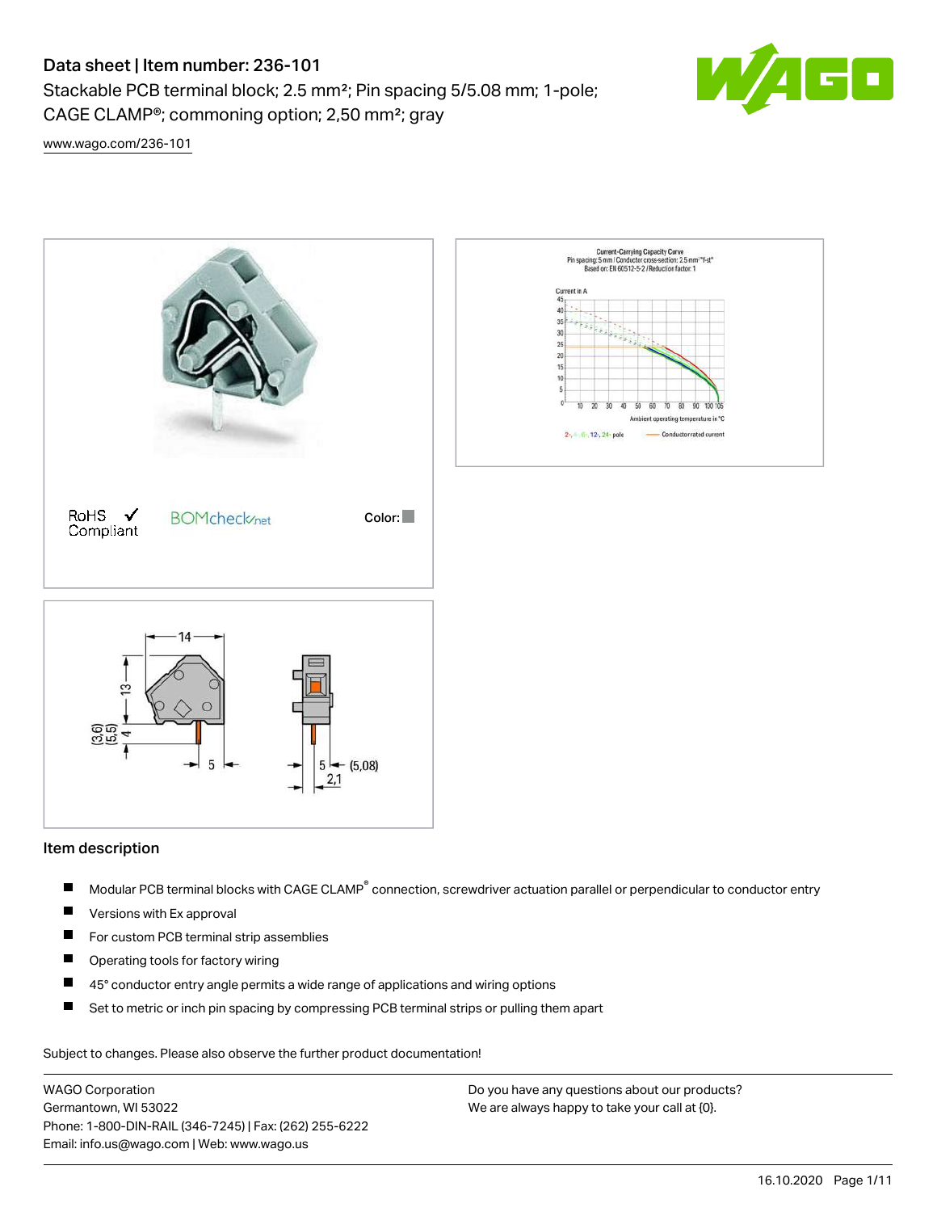# Data sheet | Item number: 236-101

Stackable PCB terminal block; 2.5 mm²; Pin spacing 5/5.08 mm; 1-pole; CAGE CLAMP®; commoning option; 2,50 mm²; gray

www.wago.com/236-101

RoHS ✓ Compliant

BOMcheck.net

Color:

## Item description

- Modular PCB terminal blocks with CAGE CLAMP® connection, screwdriver actuation parallel or perpendicular to conductor entry
- Versions with Ex approval
- For custom PCB terminal strip assemblies
- Operating tools for factory wiring
- 45° conductor entry angle permits a wide range of applications and wiring options
- Set to metric or inch pin spacing by compressing PCB terminal strips or pulling them apart

Subject to changes. Please also observe the further product documentation!

WAGO Corporation
Germantown, WI 53022
Phone: 1-800-DIN-RAIL (346-7245) | Fax: (262) 255-6222
Email: info.us@wago.com | Web: www.wago.us

Do you have any questions about our products?
We are always happy to take your call at {0}.

16.10.2020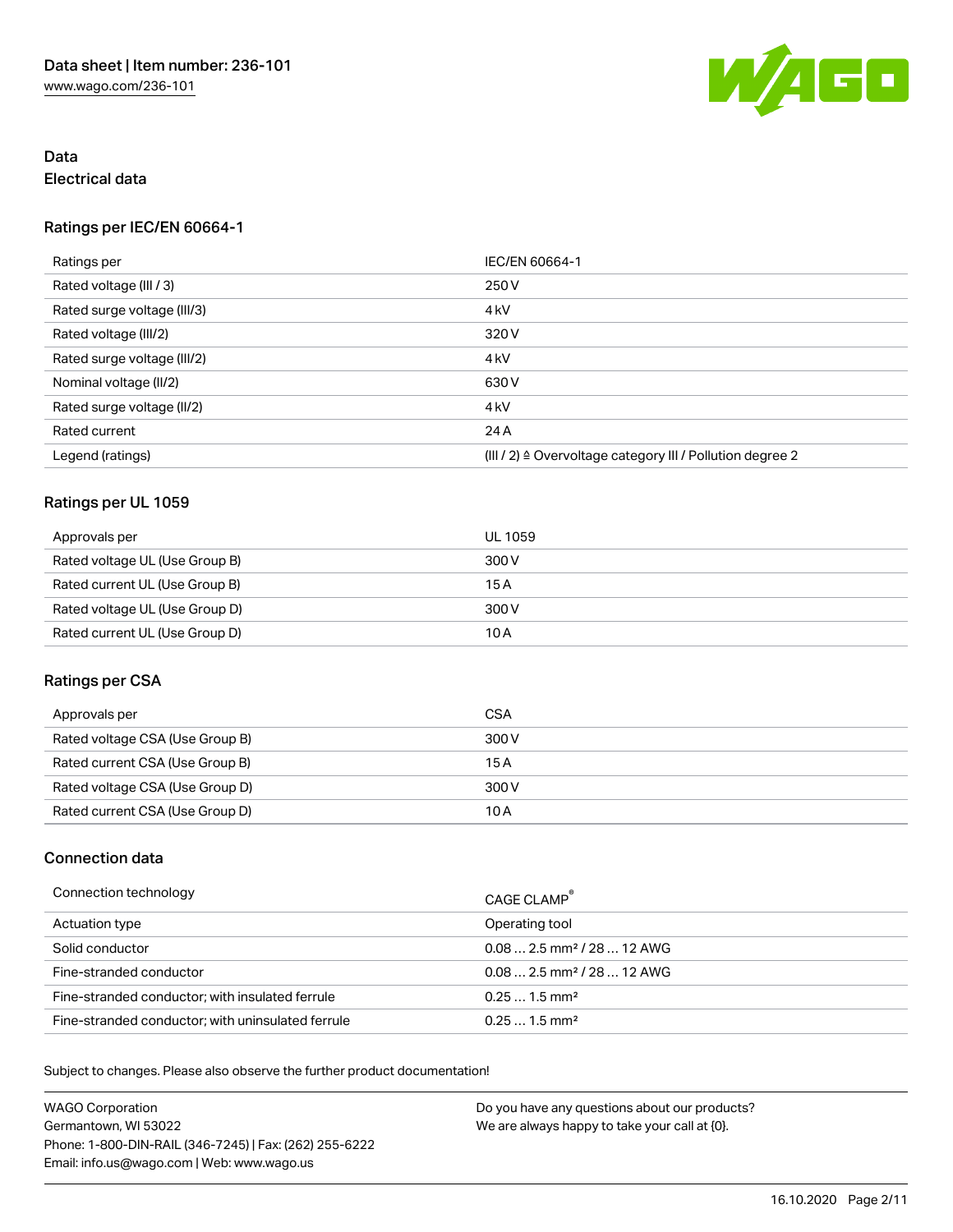## Data

### Electrical data

#### Ratings per IEC/EN 60664-1

| Ratings per | IEC/EN 60664-1 |
| --- | --- |
| Rated voltage (III / 3) | 250 V |
| Rated surge voltage (III/3) | 4 kV |
| Rated voltage (III/2) | 320 V |
| Rated surge voltage (III/2) | 4 kV |
| Nominal voltage (II/2) | 630 V |
| Rated surge voltage (II/2) | 4 kV |
| Rated current | 24 A |
| Legend (ratings) | (III / 2) ≙ Overvoltage category III / Pollution degree 2 |

#### Ratings per UL 1059

| Approvals per | UL 1059 |
| --- | --- |
| Rated voltage UL (Use Group B) | 300 V |
| Rated current UL (Use Group B) | 15 A |
| Rated voltage UL (Use Group D) | 300 V |
| Rated current UL (Use Group D) | 10 A |

#### Ratings per CSA

| Approvals per | CSA |
| --- | --- |
| Rated voltage CSA (Use Group B) | 300 V |
| Rated current CSA (Use Group B) | 15 A |
| Rated voltage CSA (Use Group D) | 300 V |
| Rated current CSA (Use Group D) | 10 A |

### Connection data

| Connection technology | CAGE CLAMP® |
| --- | --- |
| Actuation type | Operating tool |
| Solid conductor | 0.08 … 2.5 mm² / 28 … 12 AWG |
| Fine-stranded conductor | 0.08 … 2.5 mm² / 28 … 12 AWG |
| Fine-stranded conductor; with insulated ferrule | 0.25 … 1.5 mm² |
| Fine-stranded conductor; with uninsulated ferrule | 0.25 … 1.5 mm² |

Subject to changes. Please also observe the further product documentation!

WAGO Corporation
Germantown, WI 53022
Phone: 1-800-DIN-RAIL (346-7245) | Fax: (262) 255-6222
Email: info.us@wago.com | Web: www.wago.us

Do you have any questions about our products?
We are always happy to take your call at {0}.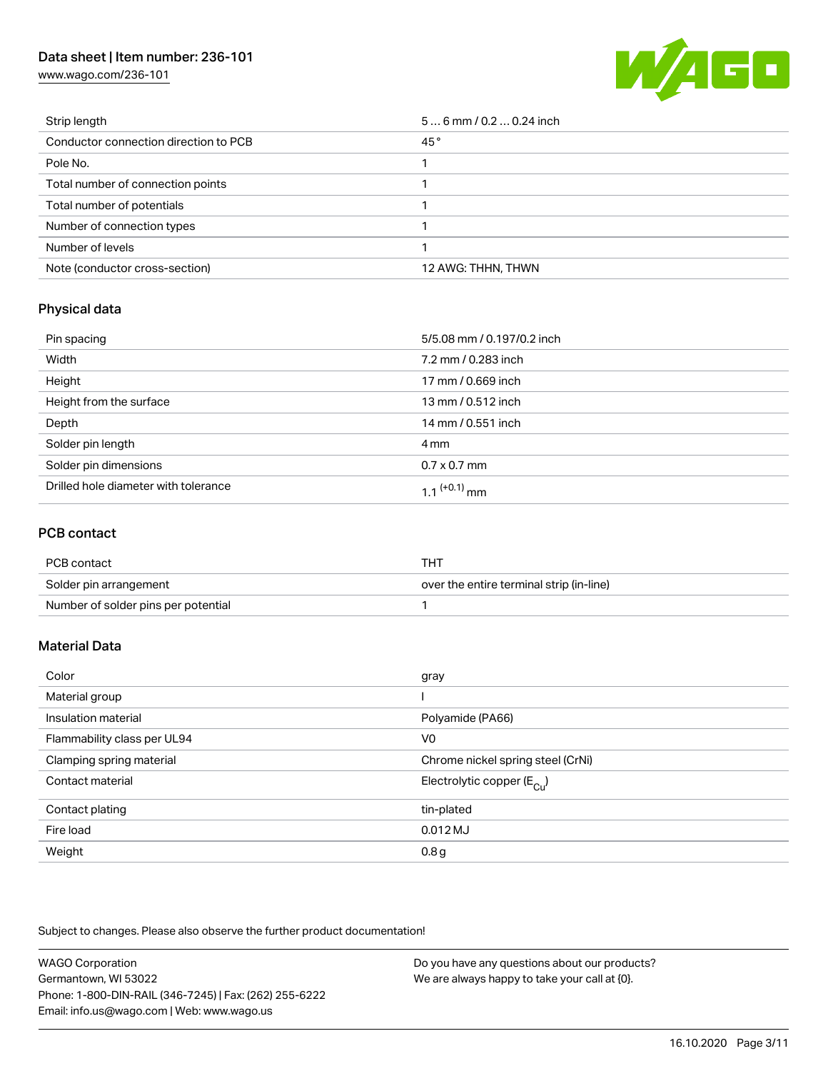| | |
|---|---|
| Strip length | 5 … 6 mm / 0.2 … 0.24 inch |
| Conductor connection direction to PCB | 45 ° |
| Pole No. | 1 |
| Total number of connection points | 1 |
| Total number of potentials | 1 |
| Number of connection types | 1 |
| Number of levels | 1 |
| Note (conductor cross-section) | 12 AWG: THHN, THWN |

## Physical data

| | |
|---|---|
| Pin spacing | 5/5.08 mm / 0.197/0.2 inch |
| Width | 7.2 mm / 0.283 inch |
| Height | 17 mm / 0.669 inch |
| Height from the surface | 13 mm / 0.512 inch |
| Depth | 14 mm / 0.551 inch |
| Solder pin length | 4 mm |
| Solder pin dimensions | 0.7 x 0.7 mm |
| Drilled hole diameter with tolerance | $1.1^{(+0.1)}$ mm |

## PCB contact

| | |
|---|---|
| PCB contact | THT |
| Solder pin arrangement | over the entire terminal strip (in-line) |
| Number of solder pins per potential | 1 |

## Material Data

| | |
|---|---|
| Color | gray |
| Material group | I |
| Insulation material | Polyamide (PA66) |
| Flammability class per UL94 | V0 |
| Clamping spring material | Chrome nickel spring steel (CrNi) |
| Contact material | Electrolytic copper ($E_{Cu}$) |
| Contact plating | tin-plated |
| Fire load | 0.012 MJ |
| Weight | 0.8 g |

Subject to changes. Please also observe the further product documentation!

WAGO Corporation
Germantown, WI 53022
Phone: 1-800-DIN-RAIL (346-7245) | Fax: (262) 255-6222
Email: info.us@wago.com | Web: www.wago.us

Do you have any questions about our products?
We are always happy to take your call at {0}.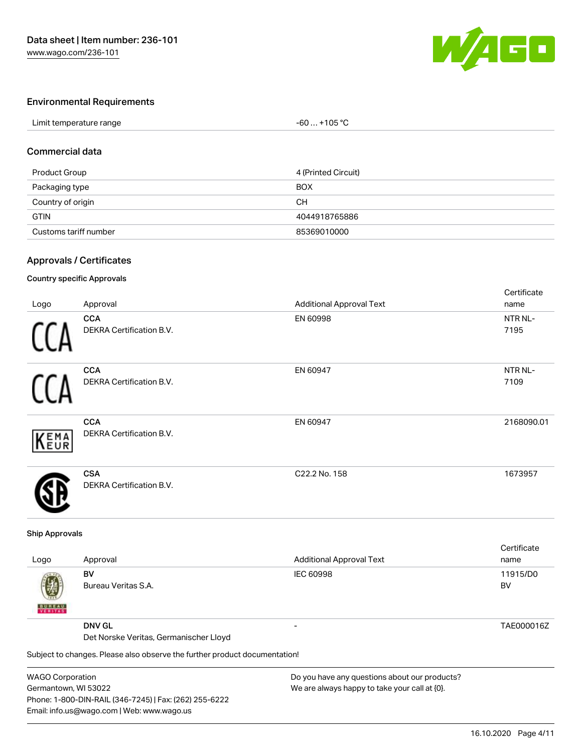## Environmental Requirements

| Limit temperature range | -60 … +105 °C |
|---|---|

## Commercial data

| Product Group | 4 (Printed Circuit) |
|---|---|
| Packaging type | BOX |
| Country of origin | CH |
| GTIN | 4044918765886 |
| Customs tariff number | 85369010000 |

## Approvals / Certificates

### Country specific Approvals

| Logo | Approval | Additional Approval Text | Certificate name |
|---|---|---|---|
| | **CCA** DEKRA Certification B.V. | EN 60998 | NTR NL-7195 |
| | **CCA** DEKRA Certification B.V. | EN 60947 | NTR NL-7109 |
| | **CCA** DEKRA Certification B.V. | EN 60947 | 2168090.01 |
| | **CSA** DEKRA Certification B.V. | C22.2 No. 158 | 1673957 |

### Ship Approvals

| Logo | Approval | Additional Approval Text | Certificate name |
|---|---|---|---|
| | **BV** Bureau Veritas S.A. | IEC 60998 | 11915/D0 BV |
| | **DNV GL** Det Norske Veritas, Germanischer Lloyd | - | TAE000016Z |

Subject to changes. Please also observe the further product documentation!

WAGO Corporation
Germantown, WI 53022
Phone: 1-800-DIN-RAIL (346-7245) | Fax: (262) 255-6222
Email: info.us@wago.com | Web: www.wago.us

Do you have any questions about our products?
We are always happy to take your call at {0}.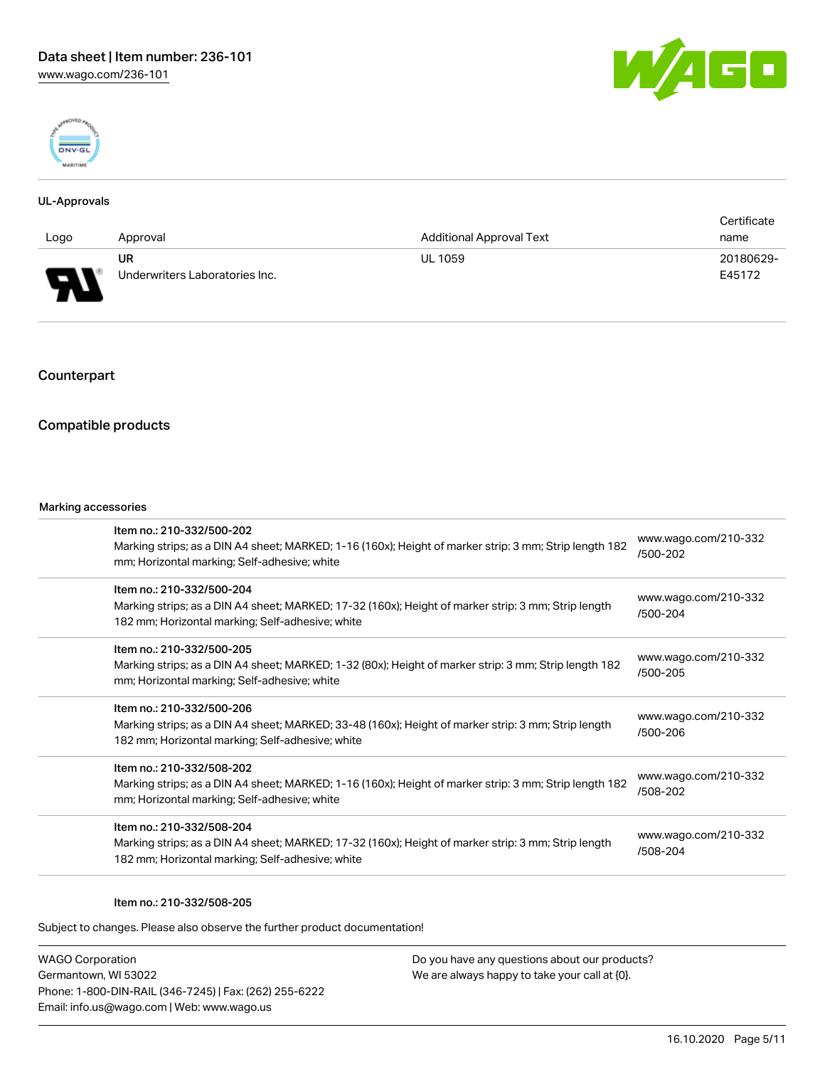### UL-Approvals

| Logo | Approval | Additional Approval Text | Certificate name |
|---|---|---|---|
| | UR<br>Underwriters Laboratories Inc. | UL 1059 | 20180629-E45172 |

## Counterpart

## Compatible products

#### Marking accessories

| | | |
|---|---|---|
| | Item no.: 210-332/500-202<br>Marking strips; as a DIN A4 sheet; MARKED; 1-16 (160x); Height of marker strip: 3 mm; Strip length 182 mm; Horizontal marking; Self-adhesive; white | www.wago.com/210-332/500-202 |
| | Item no.: 210-332/500-204<br>Marking strips; as a DIN A4 sheet; MARKED; 17-32 (160x); Height of marker strip: 3 mm; Strip length 182 mm; Horizontal marking; Self-adhesive; white | www.wago.com/210-332/500-204 |
| | Item no.: 210-332/500-205<br>Marking strips; as a DIN A4 sheet; MARKED; 1-32 (80x); Height of marker strip: 3 mm; Strip length 182 mm; Horizontal marking; Self-adhesive; white | www.wago.com/210-332/500-205 |
| | Item no.: 210-332/500-206<br>Marking strips; as a DIN A4 sheet; MARKED; 33-48 (160x); Height of marker strip: 3 mm; Strip length 182 mm; Horizontal marking; Self-adhesive; white | www.wago.com/210-332/500-206 |
| | Item no.: 210-332/508-202<br>Marking strips; as a DIN A4 sheet; MARKED; 1-16 (160x); Height of marker strip: 3 mm; Strip length 182 mm; Horizontal marking; Self-adhesive; white | www.wago.com/210-332/508-202 |
| | Item no.: 210-332/508-204<br>Marking strips; as a DIN A4 sheet; MARKED; 17-32 (160x); Height of marker strip: 3 mm; Strip length 182 mm; Horizontal marking; Self-adhesive; white | www.wago.com/210-332/508-204 |

Item no.: 210-332/508-205

Subject to changes. Please also observe the further product documentation!

WAGO Corporation
Germantown, WI 53022
Phone: 1-800-DIN-RAIL (346-7245) | Fax: (262) 255-6222
Email: info.us@wago.com | Web: www.wago.us

Do you have any questions about our products?
We are always happy to take your call at {0}.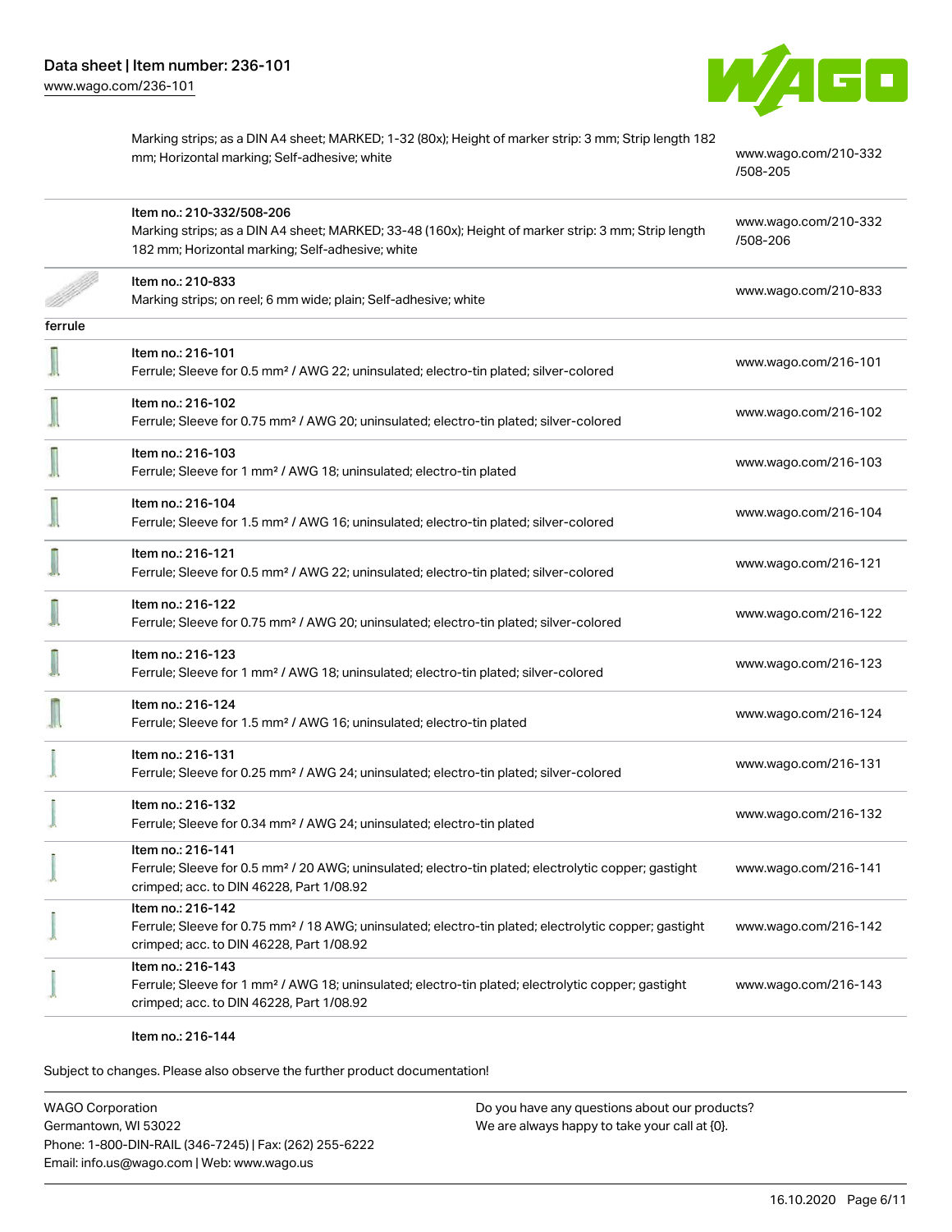| | | |
|---|---|---|
| | Marking strips; as a DIN A4 sheet; MARKED; 1-32 (80x); Height of marker strip: 3 mm; Strip length 182 mm; Horizontal marking; Self-adhesive; white | www.wago.com/210-332/508-205 |
| | Item no.: 210-332/508-206<br>Marking strips; as a DIN A4 sheet; MARKED; 33-48 (160x); Height of marker strip: 3 mm; Strip length 182 mm; Horizontal marking; Self-adhesive; white | www.wago.com/210-332/508-206 |
| | Item no.: 210-833<br>Marking strips; on reel; 6 mm wide; plain; Self-adhesive; white | www.wago.com/210-833 |
| ferrule | | |
| | Item no.: 216-101<br>Ferrule; Sleeve for 0.5 mm² / AWG 22; uninsulated; electro-tin plated; silver-colored | www.wago.com/216-101 |
| | Item no.: 216-102<br>Ferrule; Sleeve for 0.75 mm² / AWG 20; uninsulated; electro-tin plated; silver-colored | www.wago.com/216-102 |
| | Item no.: 216-103<br>Ferrule; Sleeve for 1 mm² / AWG 18; uninsulated; electro-tin plated | www.wago.com/216-103 |
| | Item no.: 216-104<br>Ferrule; Sleeve for 1.5 mm² / AWG 16; uninsulated; electro-tin plated; silver-colored | www.wago.com/216-104 |
| | Item no.: 216-121<br>Ferrule; Sleeve for 0.5 mm² / AWG 22; uninsulated; electro-tin plated; silver-colored | www.wago.com/216-121 |
| | Item no.: 216-122<br>Ferrule; Sleeve for 0.75 mm² / AWG 20; uninsulated; electro-tin plated; silver-colored | www.wago.com/216-122 |
| | Item no.: 216-123<br>Ferrule; Sleeve for 1 mm² / AWG 18; uninsulated; electro-tin plated; silver-colored | www.wago.com/216-123 |
| | Item no.: 216-124<br>Ferrule; Sleeve for 1.5 mm² / AWG 16; uninsulated; electro-tin plated | www.wago.com/216-124 |
| | Item no.: 216-131<br>Ferrule; Sleeve for 0.25 mm² / AWG 24; uninsulated; electro-tin plated; silver-colored | www.wago.com/216-131 |
| | Item no.: 216-132<br>Ferrule; Sleeve for 0.34 mm² / AWG 24; uninsulated; electro-tin plated | www.wago.com/216-132 |
| | Item no.: 216-141<br>Ferrule; Sleeve for 0.5 mm² / 20 AWG; uninsulated; electro-tin plated; electrolytic copper; gastight crimped; acc. to DIN 46228, Part 1/08.92 | www.wago.com/216-141 |
| | Item no.: 216-142<br>Ferrule; Sleeve for 0.75 mm² / 18 AWG; uninsulated; electro-tin plated; electrolytic copper; gastight crimped; acc. to DIN 46228, Part 1/08.92 | www.wago.com/216-142 |
| | Item no.: 216-143<br>Ferrule; Sleeve for 1 mm² / AWG 18; uninsulated; electro-tin plated; electrolytic copper; gastight crimped; acc. to DIN 46228, Part 1/08.92 | www.wago.com/216-143 |
| | Item no.: 216-144 | |

Subject to changes. Please also observe the further product documentation!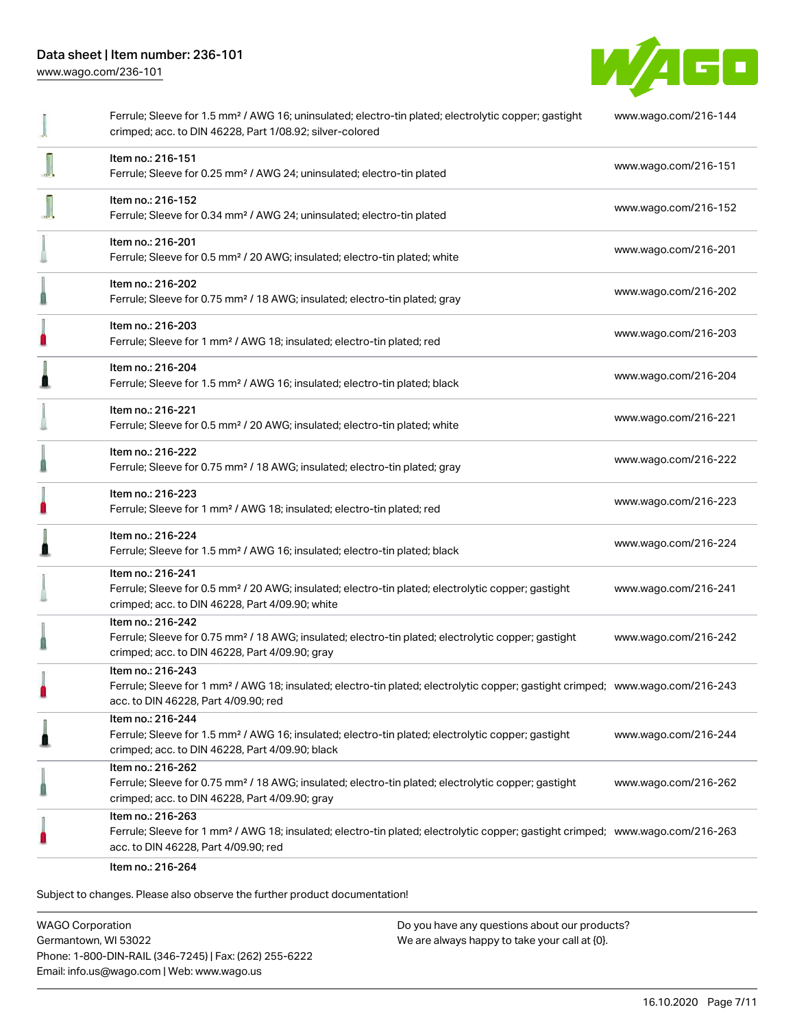| | | |
|---|---|---|
| | Ferrule; Sleeve for 1.5 mm² / AWG 16; uninsulated; electro-tin plated; electrolytic copper; gastight crimped; acc. to DIN 46228, Part 1/08.92; silver-colored | www.wago.com/216-144 |
| | Item no.: 216-151<br>Ferrule; Sleeve for 0.25 mm² / AWG 24; uninsulated; electro-tin plated | www.wago.com/216-151 |
| | Item no.: 216-152<br>Ferrule; Sleeve for 0.34 mm² / AWG 24; uninsulated; electro-tin plated | www.wago.com/216-152 |
| | Item no.: 216-201<br>Ferrule; Sleeve for 0.5 mm² / 20 AWG; insulated; electro-tin plated; white | www.wago.com/216-201 |
| | Item no.: 216-202<br>Ferrule; Sleeve for 0.75 mm² / 18 AWG; insulated; electro-tin plated; gray | www.wago.com/216-202 |
| | Item no.: 216-203<br>Ferrule; Sleeve for 1 mm² / AWG 18; insulated; electro-tin plated; red | www.wago.com/216-203 |
| | Item no.: 216-204<br>Ferrule; Sleeve for 1.5 mm² / AWG 16; insulated; electro-tin plated; black | www.wago.com/216-204 |
| | Item no.: 216-221<br>Ferrule; Sleeve for 0.5 mm² / 20 AWG; insulated; electro-tin plated; white | www.wago.com/216-221 |
| | Item no.: 216-222<br>Ferrule; Sleeve for 0.75 mm² / 18 AWG; insulated; electro-tin plated; gray | www.wago.com/216-222 |
| | Item no.: 216-223<br>Ferrule; Sleeve for 1 mm² / AWG 18; insulated; electro-tin plated; red | www.wago.com/216-223 |
| | Item no.: 216-224<br>Ferrule; Sleeve for 1.5 mm² / AWG 16; insulated; electro-tin plated; black | www.wago.com/216-224 |
| | Item no.: 216-241<br>Ferrule; Sleeve for 0.5 mm² / 20 AWG; insulated; electro-tin plated; electrolytic copper; gastight crimped; acc. to DIN 46228, Part 4/09.90; white | www.wago.com/216-241 |
| | Item no.: 216-242<br>Ferrule; Sleeve for 0.75 mm² / 18 AWG; insulated; electro-tin plated; electrolytic copper; gastight crimped; acc. to DIN 46228, Part 4/09.90; gray | www.wago.com/216-242 |
| | Item no.: 216-243<br>Ferrule; Sleeve for 1 mm² / AWG 18; insulated; electro-tin plated; electrolytic copper; gastight crimped; acc. to DIN 46228, Part 4/09.90; red | www.wago.com/216-243 |
| | Item no.: 216-244<br>Ferrule; Sleeve for 1.5 mm² / AWG 16; insulated; electro-tin plated; electrolytic copper; gastight crimped; acc. to DIN 46228, Part 4/09.90; black | www.wago.com/216-244 |
| | Item no.: 216-262<br>Ferrule; Sleeve for 0.75 mm² / 18 AWG; insulated; electro-tin plated; electrolytic copper; gastight crimped; acc. to DIN 46228, Part 4/09.90; gray | www.wago.com/216-262 |
| | Item no.: 216-263<br>Ferrule; Sleeve for 1 mm² / AWG 18; insulated; electro-tin plated; electrolytic copper; gastight crimped; acc. to DIN 46228, Part 4/09.90; red | www.wago.com/216-263 |
| | Item no.: 216-264 | |

Subject to changes. Please also observe the further product documentation!

WAGO Corporation
Germantown, WI 53022
Phone: 1-800-DIN-RAIL (346-7245) | Fax: (262) 255-6222
Email: info.us@wago.com | Web: www.wago.us

Do you have any questions about our products?
We are always happy to take your call at {0}.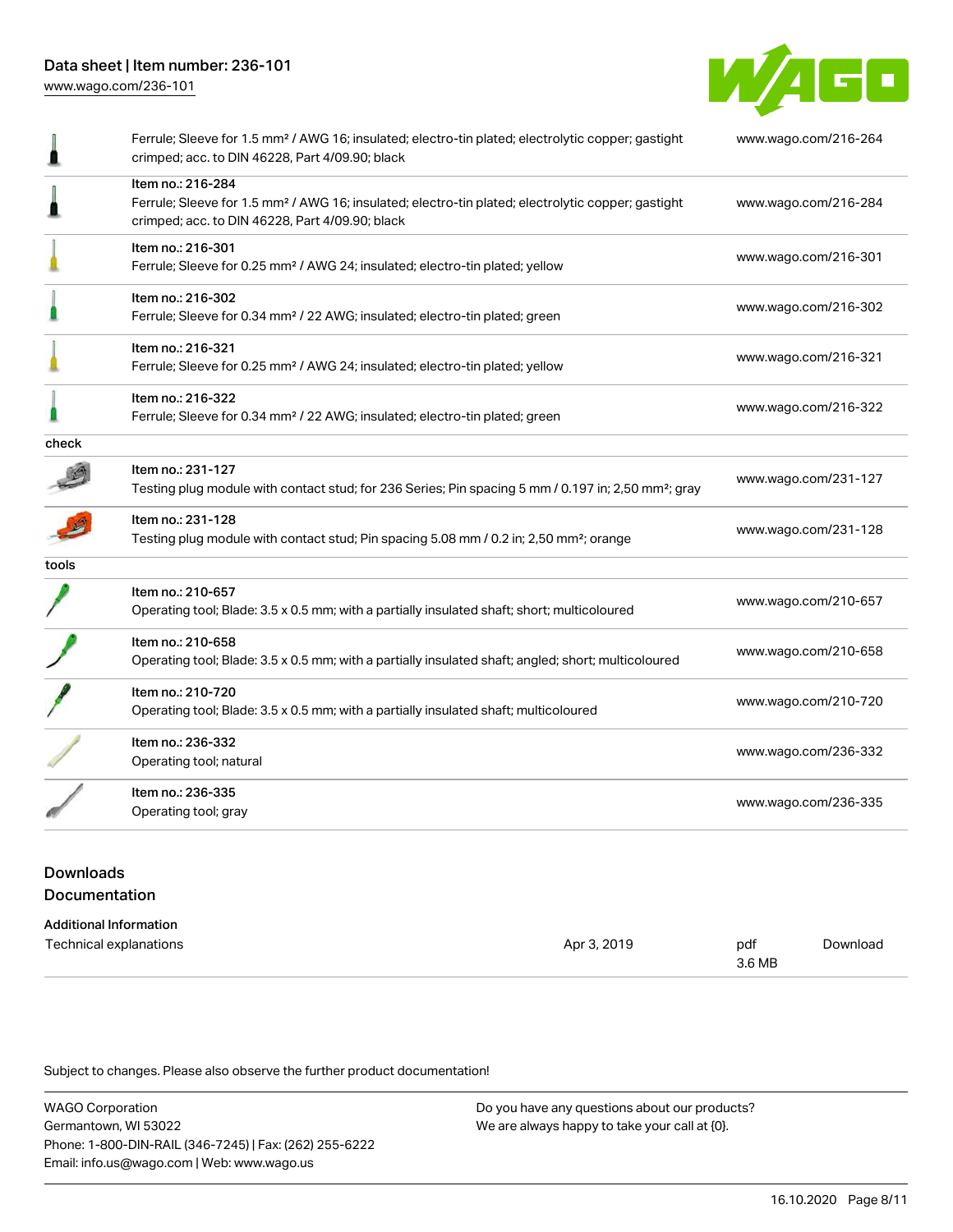| | | |
|---|---|---|
| | Ferrule; Sleeve for 1.5 mm² / AWG 16; insulated; electro-tin plated; electrolytic copper; gastight crimped; acc. to DIN 46228, Part 4/09.90; black | www.wago.com/216-264 |
| | Item no.: 216-284<br>Ferrule; Sleeve for 1.5 mm² / AWG 16; insulated; electro-tin plated; electrolytic copper; gastight crimped; acc. to DIN 46228, Part 4/09.90; black | www.wago.com/216-284 |
| | Item no.: 216-301<br>Ferrule; Sleeve for 0.25 mm² / AWG 24; insulated; electro-tin plated; yellow | www.wago.com/216-301 |
| | Item no.: 216-302<br>Ferrule; Sleeve for 0.34 mm² / 22 AWG; insulated; electro-tin plated; green | www.wago.com/216-302 |
| | Item no.: 216-321<br>Ferrule; Sleeve for 0.25 mm² / AWG 24; insulated; electro-tin plated; yellow | www.wago.com/216-321 |
| | Item no.: 216-322<br>Ferrule; Sleeve for 0.34 mm² / 22 AWG; insulated; electro-tin plated; green | www.wago.com/216-322 |
| check | | |
| | Item no.: 231-127<br>Testing plug module with contact stud; for 236 Series; Pin spacing 5 mm / 0.197 in; 2,50 mm²; gray | www.wago.com/231-127 |
| | Item no.: 231-128<br>Testing plug module with contact stud; Pin spacing 5.08 mm / 0.2 in; 2,50 mm²; orange | www.wago.com/231-128 |
| tools | | |
| | Item no.: 210-657<br>Operating tool; Blade: 3.5 x 0.5 mm; with a partially insulated shaft; short; multicoloured | www.wago.com/210-657 |
| | Item no.: 210-658<br>Operating tool; Blade: 3.5 x 0.5 mm; with a partially insulated shaft; angled; short; multicoloured | www.wago.com/210-658 |
| | Item no.: 210-720<br>Operating tool; Blade: 3.5 x 0.5 mm; with a partially insulated shaft; multicoloured | www.wago.com/210-720 |
| | Item no.: 236-332<br>Operating tool; natural | www.wago.com/236-332 |
| | Item no.: 236-335<br>Operating tool; gray | www.wago.com/236-335 |

## Downloads

### Documentation

**Additional Information**

| | | | |
|---|---|---|---|
| Technical explanations | Apr 3, 2019 | pdf<br>3.6 MB | Download |

Subject to changes. Please also observe the further product documentation!

WAGO Corporation
Germantown, WI 53022
Phone: 1-800-DIN-RAIL (346-7245) | Fax: (262) 255-6222
Email: info.us@wago.com | Web: www.wago.us

Do you have any questions about our products?
We are always happy to take your call at {0}.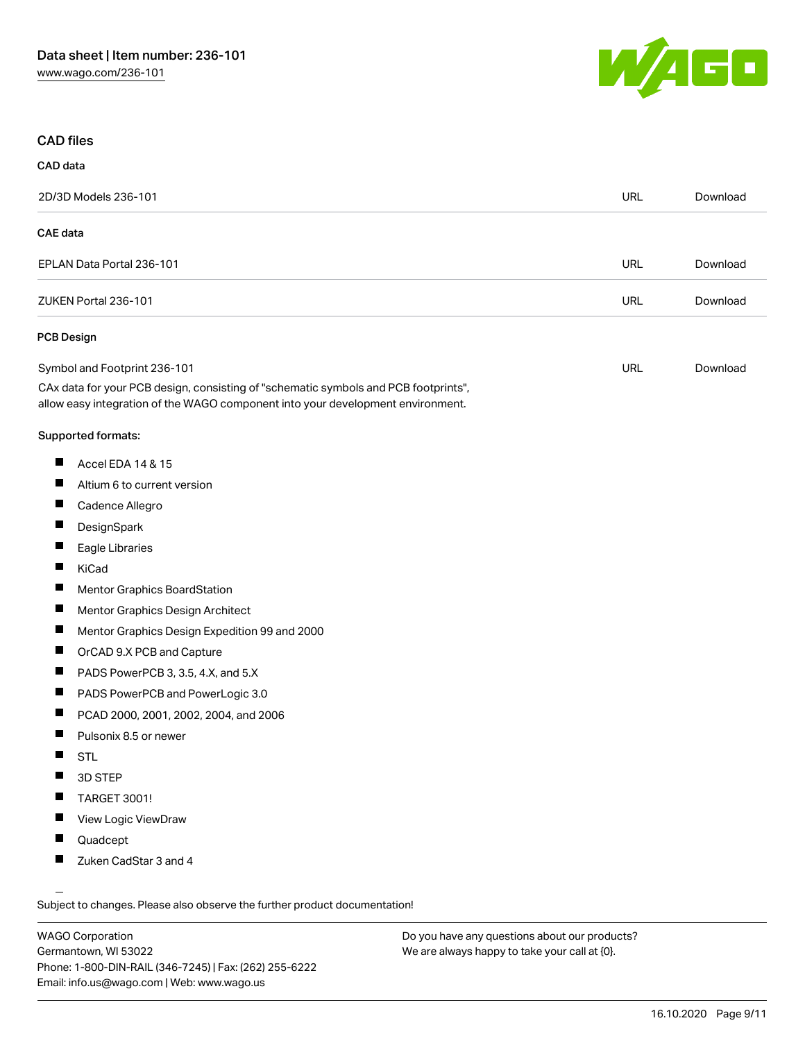## CAD files

### CAD data

| | | |
|---|---|---|
| 2D/3D Models 236-101 | URL | Download |

### CAE data

| | | |
|---|---|---|
| EPLAN Data Portal 236-101 | URL | Download |
| ZUKEN Portal 236-101 | URL | Download |

### PCB Design

| | | |
|---|---|---|
| Symbol and Footprint 236-101 | URL | Download |

CAx data for your PCB design, consisting of "schematic symbols and PCB footprints", allow easy integration of the WAGO component into your development environment.

Supported formats:

- Accel EDA 14 & 15
- Altium 6 to current version
- Cadence Allegro
- DesignSpark
- Eagle Libraries
- KiCad
- Mentor Graphics BoardStation
- Mentor Graphics Design Architect
- Mentor Graphics Design Expedition 99 and 2000
- OrCAD 9.X PCB and Capture
- PADS PowerPCB 3, 3.5, 4.X, and 5.X
- PADS PowerPCB and PowerLogic 3.0
- PCAD 2000, 2001, 2002, 2004, and 2006
- Pulsonix 8.5 or newer
- STL
- 3D STEP
- TARGET 3001!
- View Logic ViewDraw
- Quadcept
- Zuken CadStar 3 and 4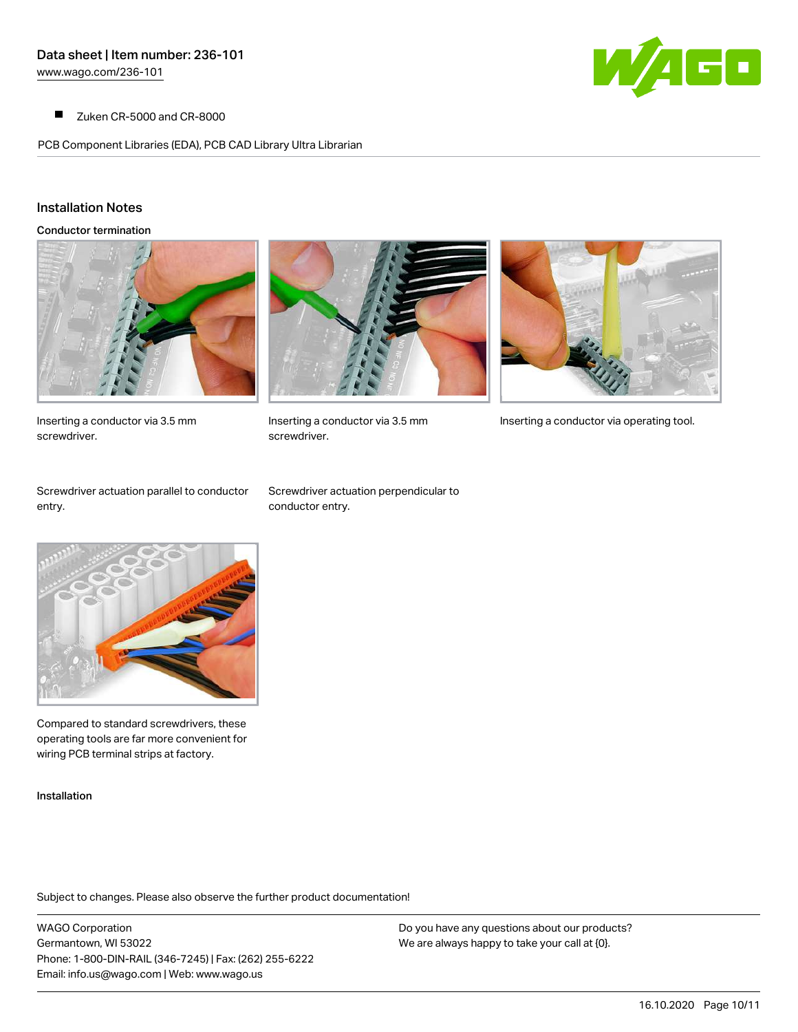- Zuken CR-5000 and CR-8000

PCB Component Libraries (EDA), PCB CAD Library Ultra Librarian

## Installation Notes

### Conductor termination

Inserting a conductor via 3.5 mm screwdriver.

Inserting a conductor via 3.5 mm screwdriver.

Inserting a conductor via operating tool.

Screwdriver actuation parallel to conductor entry.

Screwdriver actuation perpendicular to conductor entry.

Compared to standard screwdrivers, these operating tools are far more convenient for wiring PCB terminal strips at factory.

### Installation

Subject to changes. Please also observe the further product documentation!

WAGO Corporation
Germantown, WI 53022
Phone: 1-800-DIN-RAIL (346-7245) | Fax: (262) 255-6222
Email: info.us@wago.com | Web: www.wago.us

Do you have any questions about our products?
We are always happy to take your call at {0}.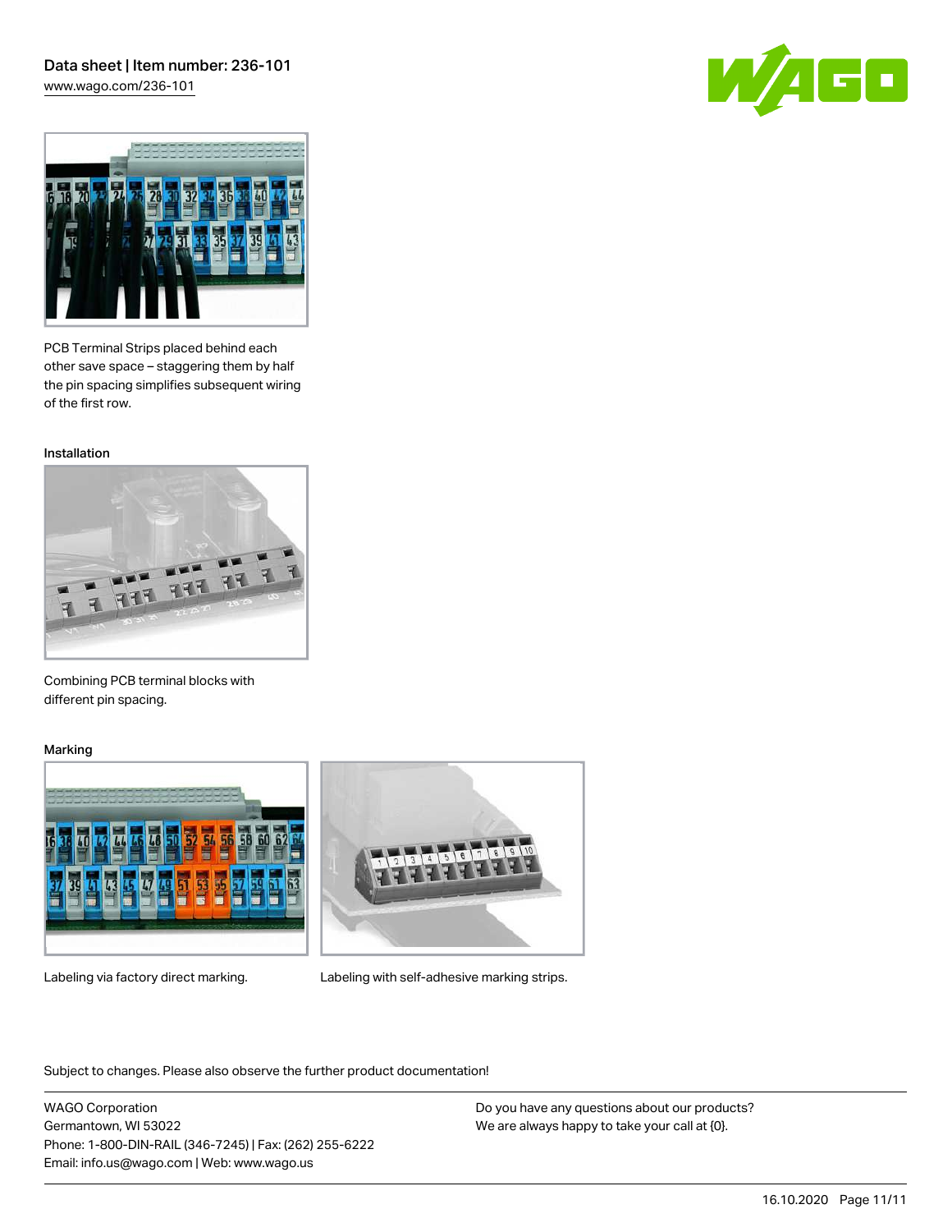PCB Terminal Strips placed behind each other save space – staggering them by half the pin spacing simplifies subsequent wiring of the first row.

### Installation

Combining PCB terminal blocks with different pin spacing.

### Marking

Labeling via factory direct marking.

Labeling with self-adhesive marking strips.

Subject to changes. Please also observe the further product documentation!

WAGO Corporation
Germantown, WI 53022
Phone: 1-800-DIN-RAIL (346-7245) | Fax: (262) 255-6222
Email: info.us@wago.com | Web: www.wago.us

Do you have any questions about our products?
We are always happy to take your call at {0}.